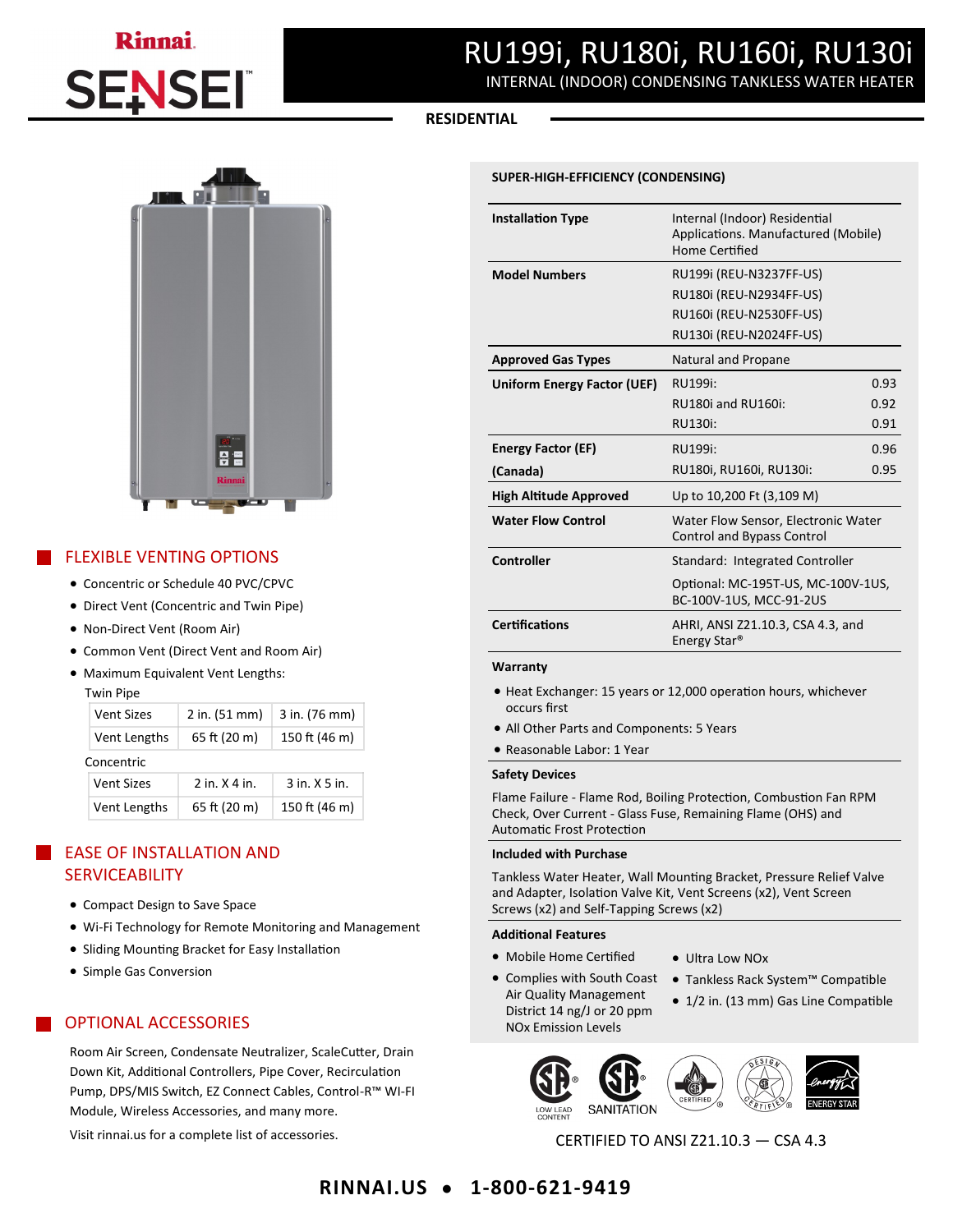# RU199i, RU180i, RU160i, RU130i

INTERNAL (INDOOR) CONDENSING TANKLESS WATER HEATER

RESIDENTIAL

## FLEXIBLE VENTING OPTIONS

- Concentric or Schedule 40 PVC/CPVC
- Direct Vent (Concentric and Twin Pipe)
- Non-Direct Vent (Room Air)
- Common Vent (Direct Vent and Room Air)
- Maximum Equivalent Vent Lengths:

Twin Pipe

| Vent Sizes | 2 in. (51 mm) | 3 in. (76 mm) |
|---|---|---|
| Vent Lengths | 65 ft (20 m) | 150 ft (46 m) |

Concentric

| Vent Sizes | 2 in. X 4 in. | 3 in. X 5 in. |
|---|---|---|
| Vent Lengths | 65 ft (20 m) | 150 ft (46 m) |

## EASE OF INSTALLATION AND SERVICEABILITY

- Compact Design to Save Space
- Wi-Fi Technology for Remote Monitoring and Management
- Sliding Mounting Bracket for Easy Installation
- Simple Gas Conversion

## OPTIONAL ACCESSORIES

Room Air Screen, Condensate Neutralizer, ScaleCutter, Drain Down Kit, Additional Controllers, Pipe Cover, Recirculation Pump, DPS/MIS Switch, EZ Connect Cables, Control-R™ WI-FI Module, Wireless Accessories, and many more.

Visit rinnai.us for a complete list of accessories.

## SUPER-HIGH-EFFICIENCY (CONDENSING)

| | | |
|---|---|---|
| **Installation Type** | Internal (Indoor) Residential Applications. Manufactured (Mobile) Home Certified | |
| **Model Numbers** | RU199i (REU-N3237FF-US)<br>RU180i (REU-N2934FF-US)<br>RU160i (REU-N2530FF-US)<br>RU130i (REU-N2024FF-US) | |
| **Approved Gas Types** | Natural and Propane | |
| **Uniform Energy Factor (UEF)** | RU199i:<br>RU180i and RU160i:<br>RU130i: | 0.93<br>0.92<br>0.91 |
| **Energy Factor (EF) (Canada)** | RU199i:<br>RU180i, RU160i, RU130i: | 0.96<br>0.95 |
| **High Altitude Approved** | Up to 10,200 Ft (3,109 M) | |
| **Water Flow Control** | Water Flow Sensor, Electronic Water Control and Bypass Control | |
| **Controller** | Standard: Integrated Controller<br>Optional: MC-195T-US, MC-100V-1US, BC-100V-1US, MCC-91-2US | |
| **Certifications** | AHRI, ANSI Z21.10.3, CSA 4.3, and Energy Star® | |

### Warranty

- Heat Exchanger: 15 years or 12,000 operation hours, whichever occurs first
- All Other Parts and Components: 5 Years
- Reasonable Labor: 1 Year

### Safety Devices

Flame Failure - Flame Rod, Boiling Protection, Combustion Fan RPM Check, Over Current - Glass Fuse, Remaining Flame (OHS) and Automatic Frost Protection

### Included with Purchase

Tankless Water Heater, Wall Mounting Bracket, Pressure Relief Valve and Adapter, Isolation Valve Kit, Vent Screens (x2), Vent Screen Screws (x2) and Self-Tapping Screws (x2)

### Additional Features

- Mobile Home Certified
- Complies with South Coast Air Quality Management District 14 ng/J or 20 ppm NOx Emission Levels
- Ultra Low NOx
- Tankless Rack System™ Compatible
- 1/2 in. (13 mm) Gas Line Compatible

CERTIFIED TO ANSI Z21.10.3 — CSA 4.3

**RINNAI.US • 1-800-621-9419**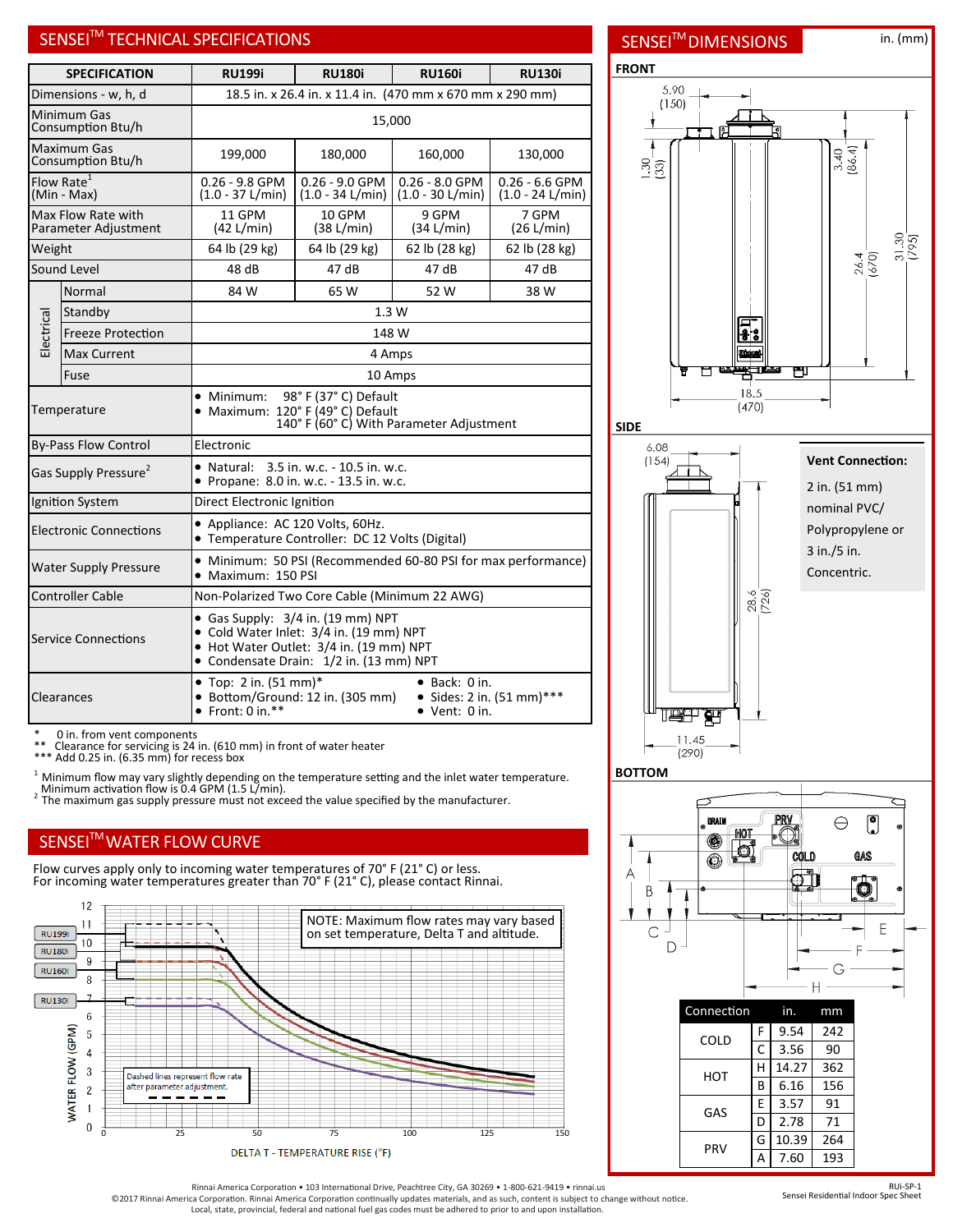## SENSEI™ TECHNICAL SPECIFICATIONS

| SPECIFICATION | | RU199i | RU180i | RU160i | RU130i |
|---|---|---|---|---|---|
| Dimensions - w, h, d | | 18.5 in. x 26.4 in. x 11.4 in. (470 mm x 670 mm x 290 mm) | | | |
| Minimum Gas Consumption Btu/h | | 15,000 | | | |
| Maximum Gas Consumption Btu/h | | 199,000 | 180,000 | 160,000 | 130,000 |
| Flow Rate[1] (Min - Max) | | 0.26 - 9.8 GPM (1.0 - 37 L/min) | 0.26 - 9.0 GPM (1.0 - 34 L/min) | 0.26 - 8.0 GPM (1.0 - 30 L/min) | 0.26 - 6.6 GPM (1.0 - 24 L/min) |
| Max Flow Rate with Parameter Adjustment | | 11 GPM (42 L/min) | 10 GPM (38 L/min) | 9 GPM (34 L/min) | 7 GPM (26 L/min) |
| Weight | | 64 lb (29 kg) | 64 lb (29 kg) | 62 lb (28 kg) | 62 lb (28 kg) |
| Sound Level | | 48 dB | 47 dB | 47 dB | 47 dB |
| Electrical | Normal | 84 W | 65 W | 52 W | 38 W |
| | Standby | 1.3 W | | | |
| | Freeze Protection | 148 W | | | |
| | Max Current | 4 Amps | | | |
| | Fuse | 10 Amps | | | |
| Temperature | | • Minimum: 98° F (37° C) Default<br>• Maximum: 120° F (49° C) Default<br>140° F (60° C) With Parameter Adjustment | | | |
| By-Pass Flow Control | | Electronic | | | |
| Gas Supply Pressure[2] | | • Natural: 3.5 in. w.c. - 10.5 in. w.c.<br>• Propane: 8.0 in. w.c. - 13.5 in. w.c. | | | |
| Ignition System | | Direct Electronic Ignition | | | |
| Electronic Connections | | • Appliance: AC 120 Volts, 60Hz.<br>• Temperature Controller: DC 12 Volts (Digital) | | | |
| Water Supply Pressure | | • Minimum: 50 PSI (Recommended 60-80 PSI for max performance)<br>• Maximum: 150 PSI | | | |
| Controller Cable | | Non-Polarized Two Core Cable (Minimum 22 AWG) | | | |
| Service Connections | | • Gas Supply: 3/4 in. (19 mm) NPT<br>• Cold Water Inlet: 3/4 in. (19 mm) NPT<br>• Hot Water Outlet: 3/4 in. (19 mm) NPT<br>• Condensate Drain: 1/2 in. (13 mm) NPT | | | |
| Clearances | | • Top: 2 in. (51 mm)*<br>• Bottom/Ground: 12 in. (305 mm)<br>• Front: 0 in.**<br>• Back: 0 in.<br>• Sides: 2 in. (51 mm)***<br>• Vent: 0 in. | | | |

\* 0 in. from vent components
** Clearance for servicing is 24 in. (610 mm) in front of water heater
*** Add 0.25 in. (6.35 mm) for recess box

[1] Minimum flow may vary slightly depending on the temperature setting and the inlet water temperature. Minimum activation flow is 0.4 GPM (1.5 L/min).
[2] The maximum gas supply pressure must not exceed the value specified by the manufacturer.

## SENSEI™ WATER FLOW CURVE

Flow curves apply only to incoming water temperatures of 70° F (21° C) or less.
For incoming water temperatures greater than 70° F (21° C), please contact Rinnai.

NOTE: Maximum flow rates may vary based on set temperature, Delta T and altitude.

RU199i
RU180i
RU160i
RU130i

Dashed lines represent flow rate after parameter adjustment.

WATER FLOW (GPM)
0 1 2 3 4 5 6 7 8 9 10 11 12

DELTA T - TEMPERATURE RISE (°F)
0 25 50 75 100 125 150

## SENSEI™ DIMENSIONS

in. (mm)

### FRONT

5.90 (150)
1.30 (33)
3.40 (86.4)
26.4 (670)
31.30 (795)
18.5 (470)

### SIDE

6.08 (154)
28.6 (726)
11.45 (290)

**Vent Connection:**

2 in. (51 mm) nominal PVC/ Polypropylene or 3 in./5 in. Concentric.

### BOTTOM

DRAIN, HOT, PRV, COLD, GAS
A, B, C, D, E, F, G, H

| Connection | | in. | mm |
|---|---|---|---|
| COLD | F | 9.54 | 242 |
| | C | 3.56 | 90 |
| HOT | H | 14.27 | 362 |
| | B | 6.16 | 156 |
| GAS | E | 3.57 | 91 |
| | D | 2.78 | 71 |
| PRV | G | 10.39 | 264 |
| | A | 7.60 | 193 |

Rinnai America Corporation • 103 International Drive, Peachtree City, GA 30269 • 1-800-621-9419 • rinnai.us
©2017 Rinnai America Corporation. Rinnai America Corporation continually updates materials, and as such, content is subject to change without notice.
Local, state, provincial, federal and national fuel gas codes must be adhered to prior to and upon installation.

RUi-SP-1
Sensei Residential Indoor Spec Sheet